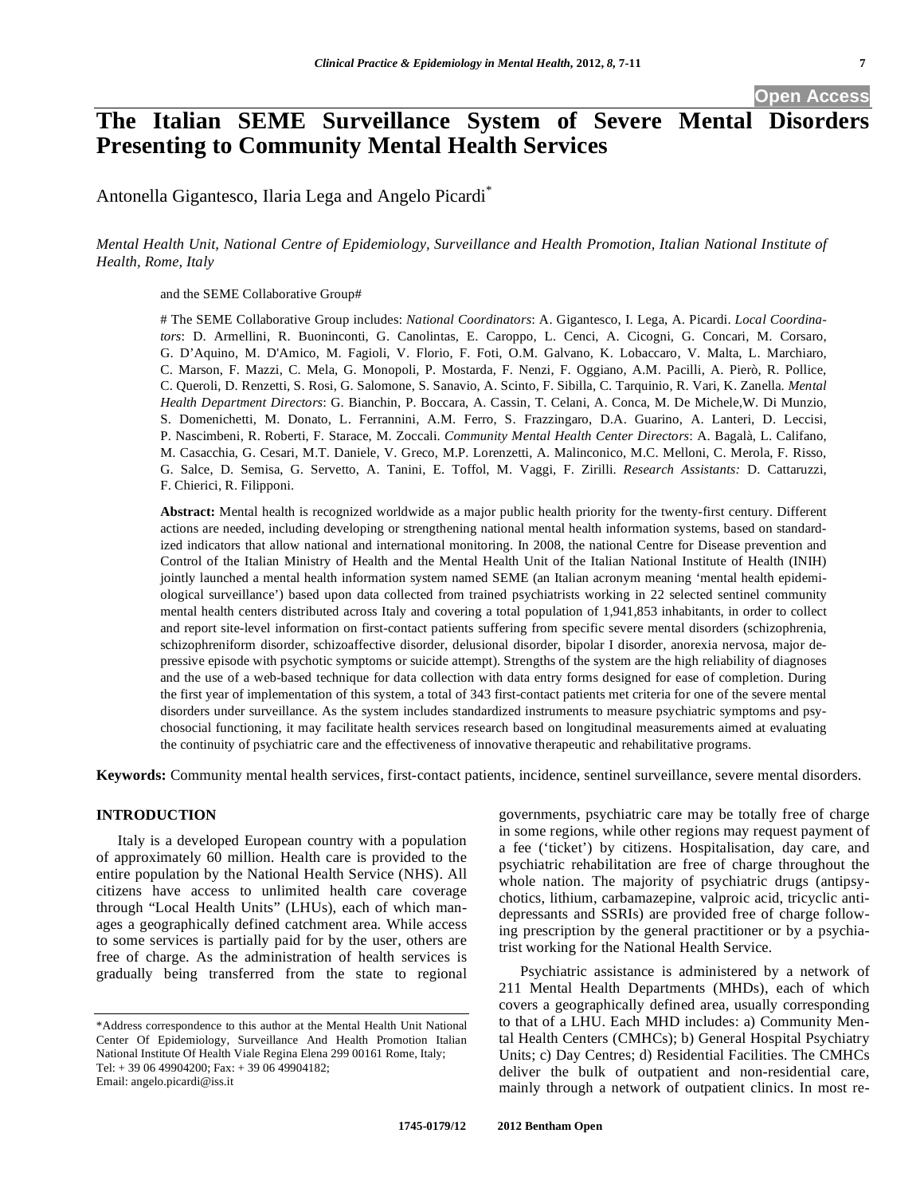# The Italian SEME Surveillance System of Severe Mental Disorders Presenting to Community Mental Health Services

Antonella Gigantesco, Ilaria Lega and Angelo Picardi*

*Mental Health Unit, National Centre of Epidemiology, Surveillance and Health Promotion, Italian National Institute of Health, Rome, Italy*

and the SEME Collaborative Group#

# The SEME Collaborative Group includes: *National Coordinators*: A. Gigantesco, I. Lega, A. Picardi. *Local Coordinators*: D. Armellini, R. Buoninconti, G. Canolintas, E. Caroppo, L. Cenci, A. Cicogni, G. Concari, M. Corsaro, G. D'Aquino, M. D'Amico, M. Fagioli, V. Florio, F. Foti, O.M. Galvano, K. Lobaccaro, V. Malta, L. Marchiaro, C. Marson, F. Mazzi, C. Mela, G. Monopoli, P. Mostarda, F. Nenzi, F. Oggiano, A.M. Pacilli, A. Pierò, R. Pollice, C. Queroli, D. Renzetti, S. Rosi, G. Salomone, S. Sanavio, A. Scinto, F. Sibilla, C. Tarquinio, R. Vari, K. Zanella. *Mental Health Department Directors*: G. Bianchin, P. Boccara, A. Cassin, T. Celani, A. Conca, M. De Michele, W. Di Munzio, S. Domenichetti, M. Donato, L. Ferrannini, A.M. Ferro, S. Frazzingaro, D.A. Guarino, A. Lanteri, D. Leccisi, P. Nascimbeni, R. Roberti, F. Starace, M. Zoccali. *Community Mental Health Center Directors*: A. Bagalà, L. Califano, M. Casacchia, G. Cesari, M.T. Daniele, V. Greco, M.P. Lorenzetti, A. Malinconico, M.C. Melloni, C. Merola, F. Risso, G. Salce, D. Semisa, G. Servetto, A. Tanini, E. Toffol, M. Vaggi, F. Zirilli. *Research Assistants:* D. Cattaruzzi, F. Chierici, R. Filipponi.

**Abstract:** Mental health is recognized worldwide as a major public health priority for the twenty-first century. Different actions are needed, including developing or strengthening national mental health information systems, based on standardized indicators that allow national and international monitoring. In 2008, the national Centre for Disease prevention and Control of the Italian Ministry of Health and the Mental Health Unit of the Italian National Institute of Health (INIH) jointly launched a mental health information system named SEME (an Italian acronym meaning 'mental health epidemiological surveillance') based upon data collected from trained psychiatrists working in 22 selected sentinel community mental health centers distributed across Italy and covering a total population of 1,941,853 inhabitants, in order to collect and report site-level information on first-contact patients suffering from specific severe mental disorders (schizophrenia, schizophreniform disorder, schizoaffective disorder, delusional disorder, bipolar I disorder, anorexia nervosa, major depressive episode with psychotic symptoms or suicide attempt). Strengths of the system are the high reliability of diagnoses and the use of a web-based technique for data collection with data entry forms designed for ease of completion. During the first year of implementation of this system, a total of 343 first-contact patients met criteria for one of the severe mental disorders under surveillance. As the system includes standardized instruments to measure psychiatric symptoms and psychosocial functioning, it may facilitate health services research based on longitudinal measurements aimed at evaluating the continuity of psychiatric care and the effectiveness of innovative therapeutic and rehabilitative programs.

**Keywords:** Community mental health services, first-contact patients, incidence, sentinel surveillance, severe mental disorders.

## INTRODUCTION

Italy is a developed European country with a population of approximately 60 million. Health care is provided to the entire population by the National Health Service (NHS). All citizens have access to unlimited health care coverage through "Local Health Units" (LHUs), each of which manages a geographically defined catchment area. While access to some services is partially paid for by the user, others are free of charge. As the administration of health services is gradually being transferred from the state to regional governments, psychiatric care may be totally free of charge in some regions, while other regions may request payment of a fee ('ticket') by citizens. Hospitalisation, day care, and psychiatric rehabilitation are free of charge throughout the whole nation. The majority of psychiatric drugs (antipsychotics, lithium, carbamazepine, valproic acid, tricyclic antidepressants and SSRIs) are provided free of charge following prescription by the general practitioner or by a psychiatrist working for the National Health Service.

Psychiatric assistance is administered by a network of 211 Mental Health Departments (MHDs), each of which covers a geographically defined area, usually corresponding to that of a LHU. Each MHD includes: a) Community Mental Health Centers (CMHCs); b) General Hospital Psychiatry Units; c) Day Centres; d) Residential Facilities. The CMHCs deliver the bulk of outpatient and non-residential care, mainly through a network of outpatient clinics. In most re-

*Address correspondence to this author at the Mental Health Unit National Center Of Epidemiology, Surveillance And Health Promotion Italian National Institute Of Health Viale Regina Elena 299 00161 Rome, Italy; Tel: + 39 06 49904200; Fax: + 39 06 49904182; Email: angelo.picardi@iss.it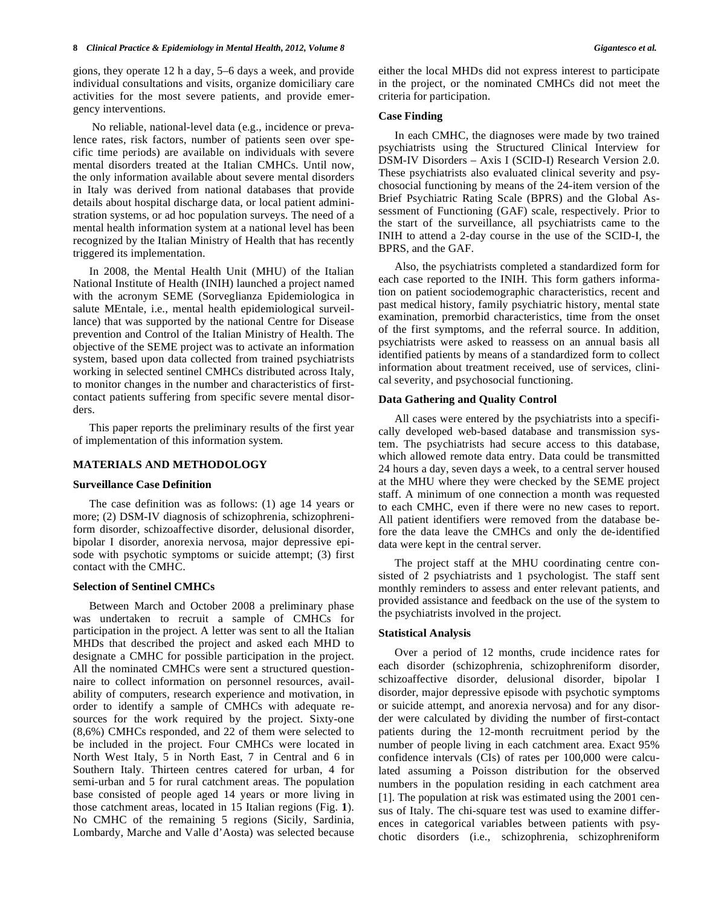gions, they operate 12 h a day, 5–6 days a week, and provide individual consultations and visits, organize domiciliary care activities for the most severe patients, and provide emergency interventions.

No reliable, national-level data (e.g., incidence or prevalence rates, risk factors, number of patients seen over specific time periods) are available on individuals with severe mental disorders treated at the Italian CMHCs. Until now, the only information available about severe mental disorders in Italy was derived from national databases that provide details about hospital discharge data, or local patient administration systems, or ad hoc population surveys. The need of a mental health information system at a national level has been recognized by the Italian Ministry of Health that has recently triggered its implementation.

In 2008, the Mental Health Unit (MHU) of the Italian National Institute of Health (INIH) launched a project named with the acronym SEME (Sorveglianza Epidemiologica in salute MEntale, i.e., mental health epidemiological surveillance) that was supported by the national Centre for Disease prevention and Control of the Italian Ministry of Health. The objective of the SEME project was to activate an information system, based upon data collected from trained psychiatrists working in selected sentinel CMHCs distributed across Italy, to monitor changes in the number and characteristics of first-contact patients suffering from specific severe mental disorders.

This paper reports the preliminary results of the first year of implementation of this information system.

## MATERIALS AND METHODOLOGY

### Surveillance Case Definition

The case definition was as follows: (1) age 14 years or more; (2) DSM-IV diagnosis of schizophrenia, schizophreniform disorder, schizoaffective disorder, delusional disorder, bipolar I disorder, anorexia nervosa, major depressive episode with psychotic symptoms or suicide attempt; (3) first contact with the CMHC.

### Selection of Sentinel CMHCs

Between March and October 2008 a preliminary phase was undertaken to recruit a sample of CMHCs for participation in the project. A letter was sent to all the Italian MHDs that described the project and asked each MHD to designate a CMHC for possible participation in the project. All the nominated CMHCs were sent a structured questionnaire to collect information on personnel resources, availability of computers, research experience and motivation, in order to identify a sample of CMHCs with adequate resources for the work required by the project. Sixty-one (8,6%) CMHCs responded, and 22 of them were selected to be included in the project. Four CMHCs were located in North West Italy, 5 in North East, 7 in Central and 6 in Southern Italy. Thirteen centres catered for urban, 4 for semi-urban and 5 for rural catchment areas. The population base consisted of people aged 14 years or more living in those catchment areas, located in 15 Italian regions (Fig. **1**). No CMHC of the remaining 5 regions (Sicily, Sardinia, Lombardy, Marche and Valle d'Aosta) was selected because either the local MHDs did not express interest to participate in the project, or the nominated CMHCs did not meet the criteria for participation.

### Case Finding

In each CMHC, the diagnoses were made by two trained psychiatrists using the Structured Clinical Interview for DSM-IV Disorders – Axis I (SCID-I) Research Version 2.0. These psychiatrists also evaluated clinical severity and psychosocial functioning by means of the 24-item version of the Brief Psychiatric Rating Scale (BPRS) and the Global Assessment of Functioning (GAF) scale, respectively. Prior to the start of the surveillance, all psychiatrists came to the INIH to attend a 2-day course in the use of the SCID-I, the BPRS, and the GAF.

Also, the psychiatrists completed a standardized form for each case reported to the INIH. This form gathers information on patient sociodemographic characteristics, recent and past medical history, family psychiatric history, mental state examination, premorbid characteristics, time from the onset of the first symptoms, and the referral source. In addition, psychiatrists were asked to reassess on an annual basis all identified patients by means of a standardized form to collect information about treatment received, use of services, clinical severity, and psychosocial functioning.

### Data Gathering and Quality Control

All cases were entered by the psychiatrists into a specifically developed web-based database and transmission system. The psychiatrists had secure access to this database, which allowed remote data entry. Data could be transmitted 24 hours a day, seven days a week, to a central server housed at the MHU where they were checked by the SEME project staff. A minimum of one connection a month was requested to each CMHC, even if there were no new cases to report. All patient identifiers were removed from the database before the data leave the CMHCs and only the de-identified data were kept in the central server.

The project staff at the MHU coordinating centre consisted of 2 psychiatrists and 1 psychologist. The staff sent monthly reminders to assess and enter relevant patients, and provided assistance and feedback on the use of the system to the psychiatrists involved in the project.

### Statistical Analysis

Over a period of 12 months, crude incidence rates for each disorder (schizophrenia, schizophreniform disorder, schizoaffective disorder, delusional disorder, bipolar I disorder, major depressive episode with psychotic symptoms or suicide attempt, and anorexia nervosa) and for any disorder were calculated by dividing the number of first-contact patients during the 12-month recruitment period by the number of people living in each catchment area. Exact 95% confidence intervals (CIs) of rates per 100,000 were calculated assuming a Poisson distribution for the observed numbers in the population residing in each catchment area [1]. The population at risk was estimated using the 2001 census of Italy. The chi-square test was used to examine differences in categorical variables between patients with psychotic disorders (i.e., schizophrenia, schizophreniform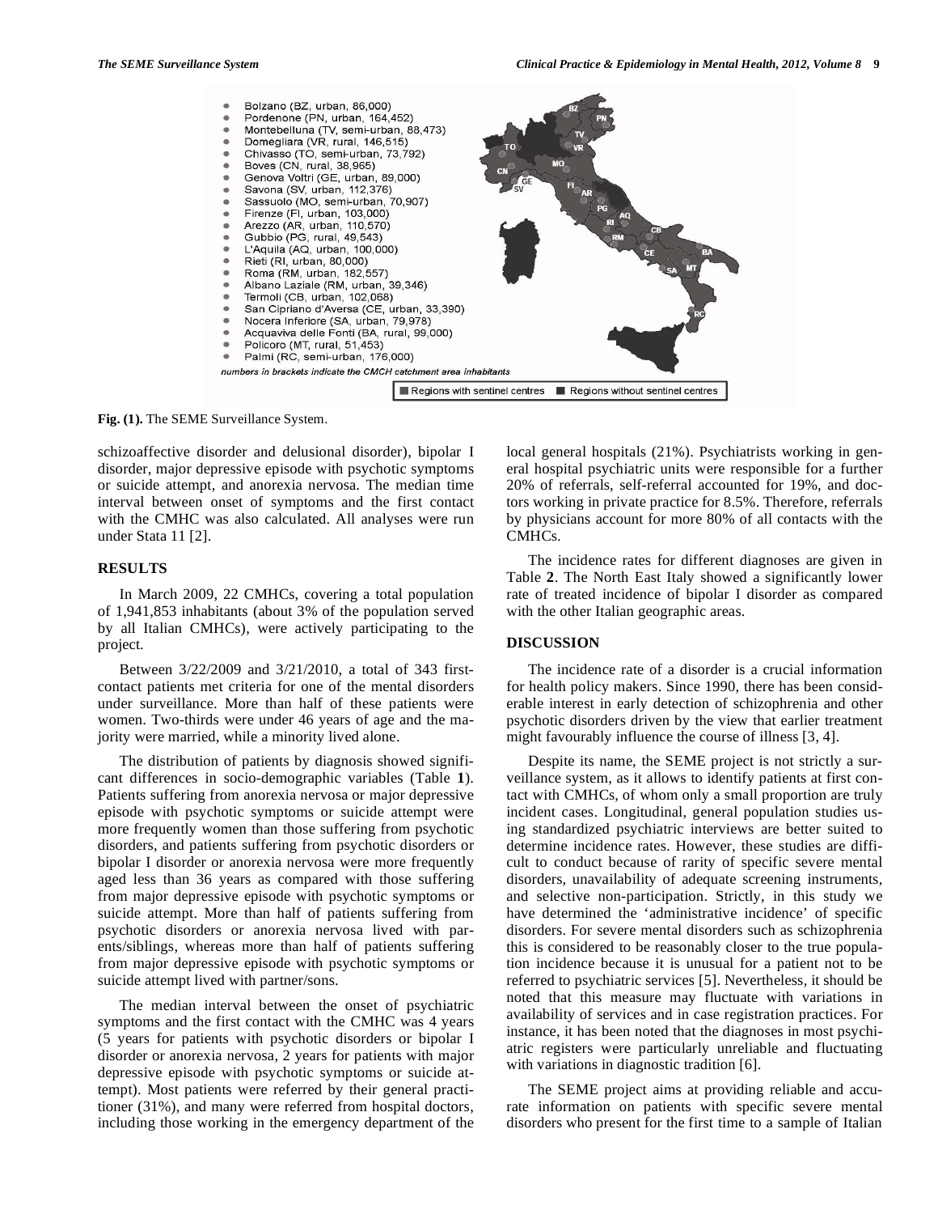Fig. (1). The SEME Surveillance System.

schizoaffective disorder and delusional disorder), bipolar I disorder, major depressive episode with psychotic symptoms or suicide attempt, and anorexia nervosa. The median time interval between onset of symptoms and the first contact with the CMHC was also calculated. All analyses were run under Stata 11 [2].

## RESULTS

In March 2009, 22 CMHCs, covering a total population of 1,941,853 inhabitants (about 3% of the population served by all Italian CMHCs), were actively participating to the project.

Between 3/22/2009 and 3/21/2010, a total of 343 first-contact patients met criteria for one of the mental disorders under surveillance. More than half of these patients were women. Two-thirds were under 46 years of age and the majority were married, while a minority lived alone.

The distribution of patients by diagnosis showed significant differences in socio-demographic variables (Table **1**). Patients suffering from anorexia nervosa or major depressive episode with psychotic symptoms or suicide attempt were more frequently women than those suffering from psychotic disorders, and patients suffering from psychotic disorders or bipolar I disorder or anorexia nervosa were more frequently aged less than 36 years as compared with those suffering from major depressive episode with psychotic symptoms or suicide attempt. More than half of patients suffering from psychotic disorders or anorexia nervosa lived with parents/siblings, whereas more than half of patients suffering from major depressive episode with psychotic symptoms or suicide attempt lived with partner/sons.

The median interval between the onset of psychiatric symptoms and the first contact with the CMHC was 4 years (5 years for patients with psychotic disorders or bipolar I disorder or anorexia nervosa, 2 years for patients with major depressive episode with psychotic symptoms or suicide attempt). Most patients were referred by their general practitioner (31%), and many were referred from hospital doctors, including those working in the emergency department of the local general hospitals (21%). Psychiatrists working in general hospital psychiatric units were responsible for a further 20% of referrals, self-referral accounted for 19%, and doctors working in private practice for 8.5%. Therefore, referrals by physicians account for more 80% of all contacts with the CMHCs.

The incidence rates for different diagnoses are given in Table **2**. The North East Italy showed a significantly lower rate of treated incidence of bipolar I disorder as compared with the other Italian geographic areas.

## DISCUSSION

The incidence rate of a disorder is a crucial information for health policy makers. Since 1990, there has been considerable interest in early detection of schizophrenia and other psychotic disorders driven by the view that earlier treatment might favourably influence the course of illness [3, 4].

Despite its name, the SEME project is not strictly a surveillance system, as it allows to identify patients at first contact with CMHCs, of whom only a small proportion are truly incident cases. Longitudinal, general population studies using standardized psychiatric interviews are better suited to determine incidence rates. However, these studies are difficult to conduct because of rarity of specific severe mental disorders, unavailability of adequate screening instruments, and selective non-participation. Strictly, in this study we have determined the 'administrative incidence' of specific disorders. For severe mental disorders such as schizophrenia this is considered to be reasonably closer to the true population incidence because it is unusual for a patient not to be referred to psychiatric services [5]. Nevertheless, it should be noted that this measure may fluctuate with variations in availability of services and in case registration practices. For instance, it has been noted that the diagnoses in most psychiatric registers were particularly unreliable and fluctuating with variations in diagnostic tradition [6].

The SEME project aims at providing reliable and accurate information on patients with specific severe mental disorders who present for the first time to a sample of Italian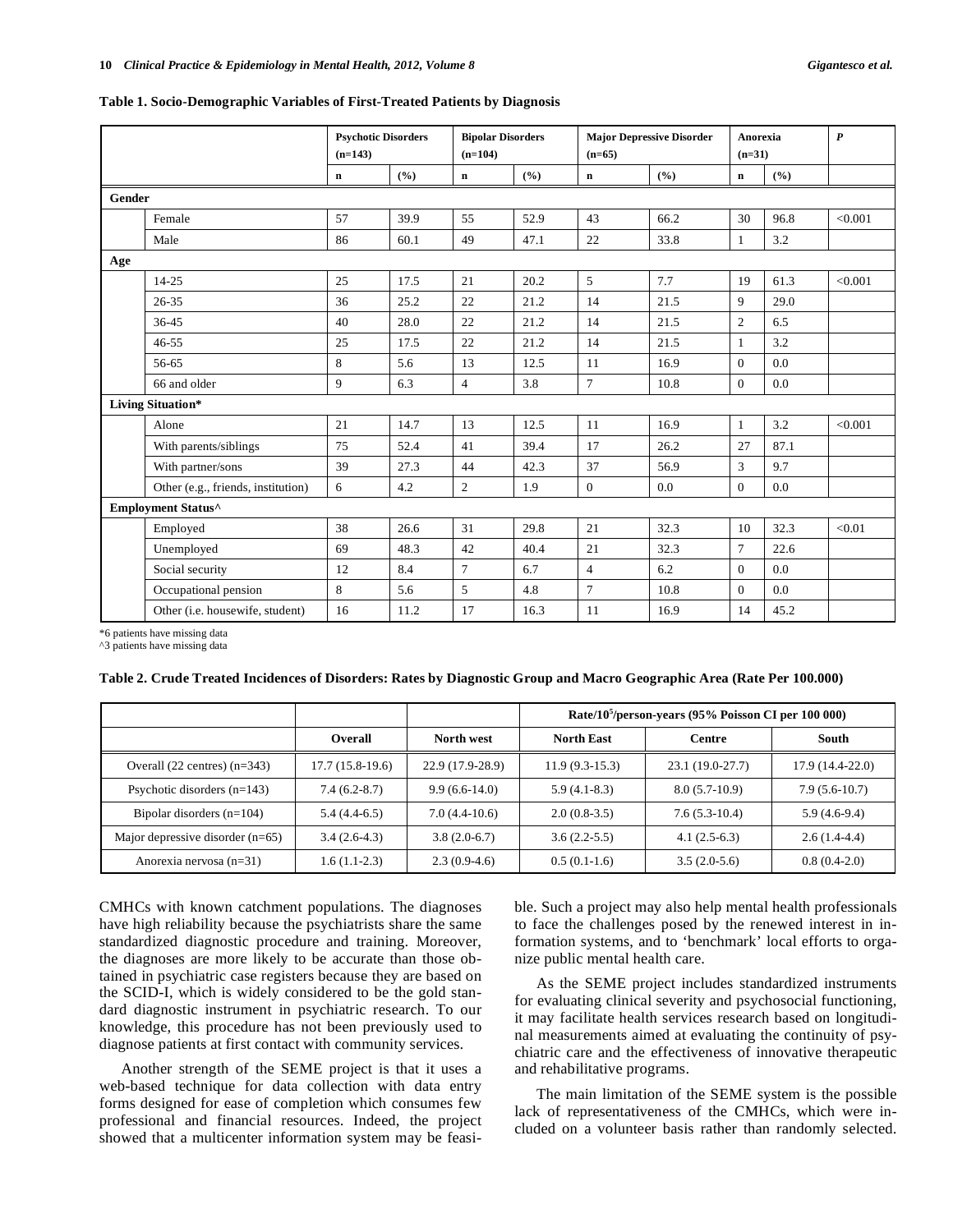**Table 1. Socio-Demographic Variables of First-Treated Patients by Diagnosis**

| | | Psychotic Disorders (n=143) | | Bipolar Disorders (n=104) | | Major Depressive Disorder (n=65) | | Anorexia (n=31) | | *P* |
|---|---|---|---|---|---|---|---|---|---|---|
| | | n | (%) | n | (%) | n | (%) | n | (%) | |
| **Gender** | | | | | | | | | | |
| | Female | 57 | 39.9 | 55 | 52.9 | 43 | 66.2 | 30 | 96.8 | <0.001 |
| | Male | 86 | 60.1 | 49 | 47.1 | 22 | 33.8 | 1 | 3.2 | |
| **Age** | | | | | | | | | | |
| | 14-25 | 25 | 17.5 | 21 | 20.2 | 5 | 7.7 | 19 | 61.3 | <0.001 |
| | 26-35 | 36 | 25.2 | 22 | 21.2 | 14 | 21.5 | 9 | 29.0 | |
| | 36-45 | 40 | 28.0 | 22 | 21.2 | 14 | 21.5 | 2 | 6.5 | |
| | 46-55 | 25 | 17.5 | 22 | 21.2 | 14 | 21.5 | 1 | 3.2 | |
| | 56-65 | 8 | 5.6 | 13 | 12.5 | 11 | 16.9 | 0 | 0.0 | |
| | 66 and older | 9 | 6.3 | 4 | 3.8 | 7 | 10.8 | 0 | 0.0 | |
| **Living Situation*** | | | | | | | | | | |
| | Alone | 21 | 14.7 | 13 | 12.5 | 11 | 16.9 | 1 | 3.2 | <0.001 |
| | With parents/siblings | 75 | 52.4 | 41 | 39.4 | 17 | 26.2 | 27 | 87.1 | |
| | With partner/sons | 39 | 27.3 | 44 | 42.3 | 37 | 56.9 | 3 | 9.7 | |
| | Other (e.g., friends, institution) | 6 | 4.2 | 2 | 1.9 | 0 | 0.0 | 0 | 0.0 | |
| **Employment Status^** | | | | | | | | | | |
| | Employed | 38 | 26.6 | 31 | 29.8 | 21 | 32.3 | 10 | 32.3 | <0.01 |
| | Unemployed | 69 | 48.3 | 42 | 40.4 | 21 | 32.3 | 7 | 22.6 | |
| | Social security | 12 | 8.4 | 7 | 6.7 | 4 | 6.2 | 0 | 0.0 | |
| | Occupational pension | 8 | 5.6 | 5 | 4.8 | 7 | 10.8 | 0 | 0.0 | |
| | Other (i.e. housewife, student) | 16 | 11.2 | 17 | 16.3 | 11 | 16.9 | 14 | 45.2 | |

*6 patients have missing data
^3 patients have missing data

**Table 2. Crude Treated Incidences of Disorders: Rates by Diagnostic Group and Macro Geographic Area (Rate Per 100.000)**

| | | | Rate/$10^5$/person-years (95% Poisson CI per 100 000) | | |
|---|---|---|---|---|---|
| | **Overall** | **North west** | **North East** | **Centre** | **South** |
| Overall (22 centres) (n=343) | 17.7 (15.8-19.6) | 22.9 (17.9-28.9) | 11.9 (9.3-15.3) | 23.1 (19.0-27.7) | 17.9 (14.4-22.0) |
| Psychotic disorders (n=143) | 7.4 (6.2-8.7) | 9.9 (6.6-14.0) | 5.9 (4.1-8.3) | 8.0 (5.7-10.9) | 7.9 (5.6-10.7) |
| Bipolar disorders (n=104) | 5.4 (4.4-6.5) | 7.0 (4.4-10.6) | 2.0 (0.8-3.5) | 7.6 (5.3-10.4) | 5.9 (4.6-9.4) |
| Major depressive disorder (n=65) | 3.4 (2.6-4.3) | 3.8 (2.0-6.7) | 3.6 (2.2-5.5) | 4.1 (2.5-6.3) | 2.6 (1.4-4.4) |
| Anorexia nervosa (n=31) | 1.6 (1.1-2.3) | 2.3 (0.9-4.6) | 0.5 (0.1-1.6) | 3.5 (2.0-5.6) | 0.8 (0.4-2.0) |

CMHCs with known catchment populations. The diagnoses have high reliability because the psychiatrists share the same standardized diagnostic procedure and training. Moreover, the diagnoses are more likely to be accurate than those obtained in psychiatric case registers because they are based on the SCID-I, which is widely considered to be the gold standard diagnostic instrument in psychiatric research. To our knowledge, this procedure has not been previously used to diagnose patients at first contact with community services.

Another strength of the SEME project is that it uses a web-based technique for data collection with data entry forms designed for ease of completion which consumes few professional and financial resources. Indeed, the project showed that a multicenter information system may be feasible. Such a project may also help mental health professionals to face the challenges posed by the renewed interest in information systems, and to 'benchmark' local efforts to organize public mental health care.

As the SEME project includes standardized instruments for evaluating clinical severity and psychosocial functioning, it may facilitate health services research based on longitudinal measurements aimed at evaluating the continuity of psychiatric care and the effectiveness of innovative therapeutic and rehabilitative programs.

The main limitation of the SEME system is the possible lack of representativeness of the CMHCs, which were included on a volunteer basis rather than randomly selected.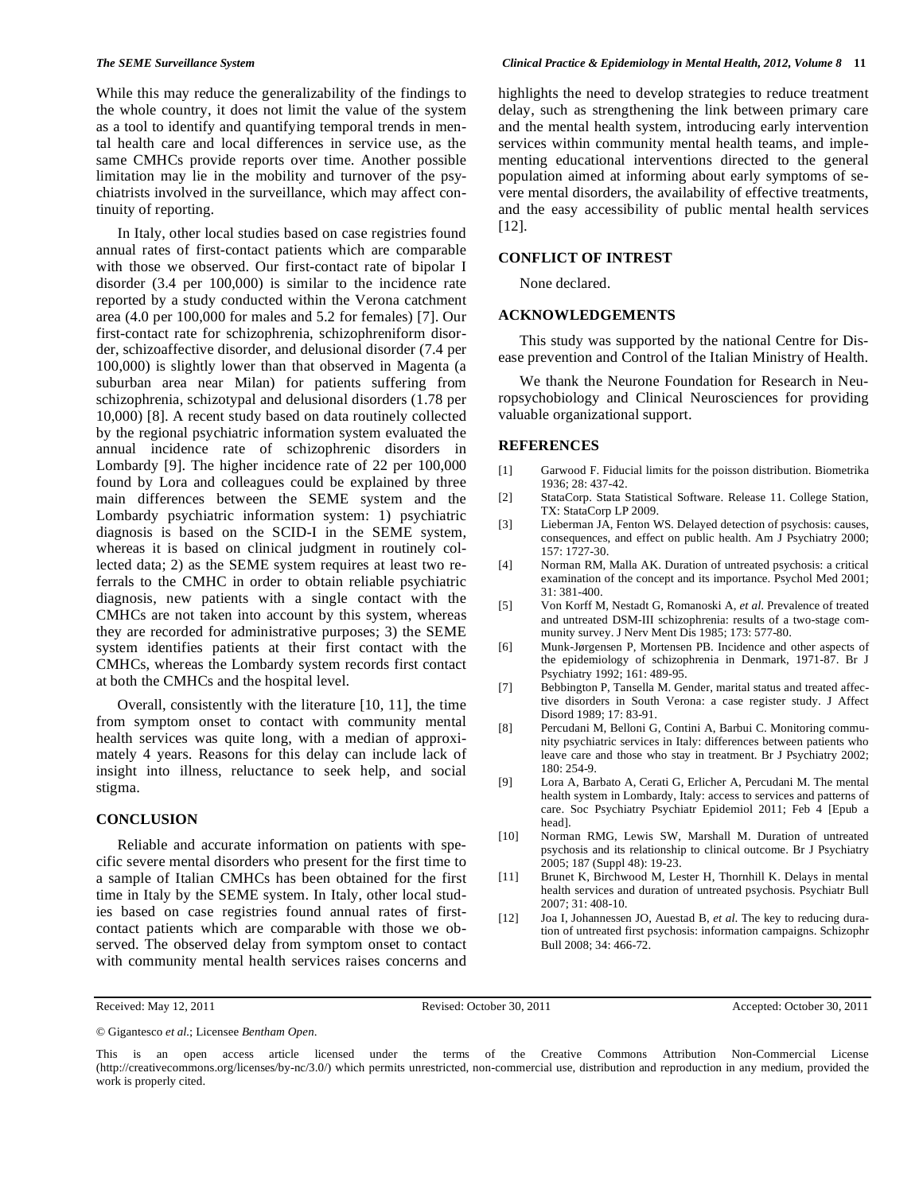While this may reduce the generalizability of the findings to the whole country, it does not limit the value of the system as a tool to identify and quantifying temporal trends in mental health care and local differences in service use, as the same CMHCs provide reports over time. Another possible limitation may lie in the mobility and turnover of the psychiatrists involved in the surveillance, which may affect continuity of reporting.

In Italy, other local studies based on case registries found annual rates of first-contact patients which are comparable with those we observed. Our first-contact rate of bipolar I disorder (3.4 per 100,000) is similar to the incidence rate reported by a study conducted within the Verona catchment area (4.0 per 100,000 for males and 5.2 for females) [7]. Our first-contact rate for schizophrenia, schizophreniform disorder, schizoaffective disorder, and delusional disorder (7.4 per 100,000) is slightly lower than that observed in Magenta (a suburban area near Milan) for patients suffering from schizophrenia, schizotypal and delusional disorders (1.78 per 10,000) [8]. A recent study based on data routinely collected by the regional psychiatric information system evaluated the annual incidence rate of schizophrenic disorders in Lombardy [9]. The higher incidence rate of 22 per 100,000 found by Lora and colleagues could be explained by three main differences between the SEME system and the Lombardy psychiatric information system: 1) psychiatric diagnosis is based on the SCID-I in the SEME system, whereas it is based on clinical judgment in routinely collected data; 2) as the SEME system requires at least two referrals to the CMHC in order to obtain reliable psychiatric diagnosis, new patients with a single contact with the CMHCs are not taken into account by this system, whereas they are recorded for administrative purposes; 3) the SEME system identifies patients at their first contact with the CMHCs, whereas the Lombardy system records first contact at both the CMHCs and the hospital level.

Overall, consistently with the literature [10, 11], the time from symptom onset to contact with community mental health services was quite long, with a median of approximately 4 years. Reasons for this delay can include lack of insight into illness, reluctance to seek help, and social stigma.

## CONCLUSION

Reliable and accurate information on patients with specific severe mental disorders who present for the first time to a sample of Italian CMHCs has been obtained for the first time in Italy by the SEME system. In Italy, other local studies based on case registries found annual rates of first-contact patients which are comparable with those we observed. The observed delay from symptom onset to contact with community mental health services raises concerns and highlights the need to develop strategies to reduce treatment delay, such as strengthening the link between primary care and the mental health system, introducing early intervention services within community mental health teams, and implementing educational interventions directed to the general population aimed at informing about early symptoms of severe mental disorders, the availability of effective treatments, and the easy accessibility of public mental health services [12].

## CONFLICT OF INTREST

None declared.

## ACKNOWLEDGEMENTS

This study was supported by the national Centre for Disease prevention and Control of the Italian Ministry of Health.

We thank the Neurone Foundation for Research in Neuropsychobiology and Clinical Neurosciences for providing valuable organizational support.

## REFERENCES

[1] Garwood F. Fiducial limits for the poisson distribution. Biometrika 1936; 28: 437-42.

[2] StataCorp. Stata Statistical Software. Release 11. College Station, TX: StataCorp LP 2009.

[3] Lieberman JA, Fenton WS. Delayed detection of psychosis: causes, consequences, and effect on public health. Am J Psychiatry 2000; 157: 1727-30.

[4] Norman RM, Malla AK. Duration of untreated psychosis: a critical examination of the concept and its importance. Psychol Med 2001; 31: 381-400.

[5] Von Korff M, Nestadt G, Romanoski A, *et al*. Prevalence of treated and untreated DSM-III schizophrenia: results of a two-stage community survey. J Nerv Ment Dis 1985; 173: 577-80.

[6] Munk-Jørgensen P, Mortensen PB. Incidence and other aspects of the epidemiology of schizophrenia in Denmark, 1971-87. Br J Psychiatry 1992; 161: 489-95.

[7] Bebbington P, Tansella M. Gender, marital status and treated affective disorders in South Verona: a case register study. J Affect Disord 1989; 17: 83-91.

[8] Percudani M, Belloni G, Contini A, Barbui C. Monitoring community psychiatric services in Italy: differences between patients who leave care and those who stay in treatment. Br J Psychiatry 2002; 180: 254-9.

[9] Lora A, Barbato A, Cerati G, Erlicher A, Percudani M. The mental health system in Lombardy, Italy: access to services and patterns of care. Soc Psychiatry Psychiatr Epidemiol 2011; Feb 4 [Epub a head].

[10] Norman RMG, Lewis SW, Marshall M. Duration of untreated psychosis and its relationship to clinical outcome. Br J Psychiatry 2005; 187 (Suppl 48): 19-23.

[11] Brunet K, Birchwood M, Lester H, Thornhill K. Delays in mental health services and duration of untreated psychosis. Psychiatr Bull 2007; 31: 408-10.

[12] Joa I, Johannessen JO, Auestad B, *et al*. The key to reducing duration of untreated first psychosis: information campaigns. Schizophr Bull 2008; 34: 466-72.

Received: May 12, 2011 Revised: October 30, 2011 Accepted: October 30, 2011

© Gigantesco *et al*.; Licensee *Bentham Open*.

This is an open access article licensed under the terms of the Creative Commons Attribution Non-Commercial License (http://creativecommons.org/licenses/by-nc/3.0/) which permits unrestricted, non-commercial use, distribution and reproduction in any medium, provided the work is properly cited.